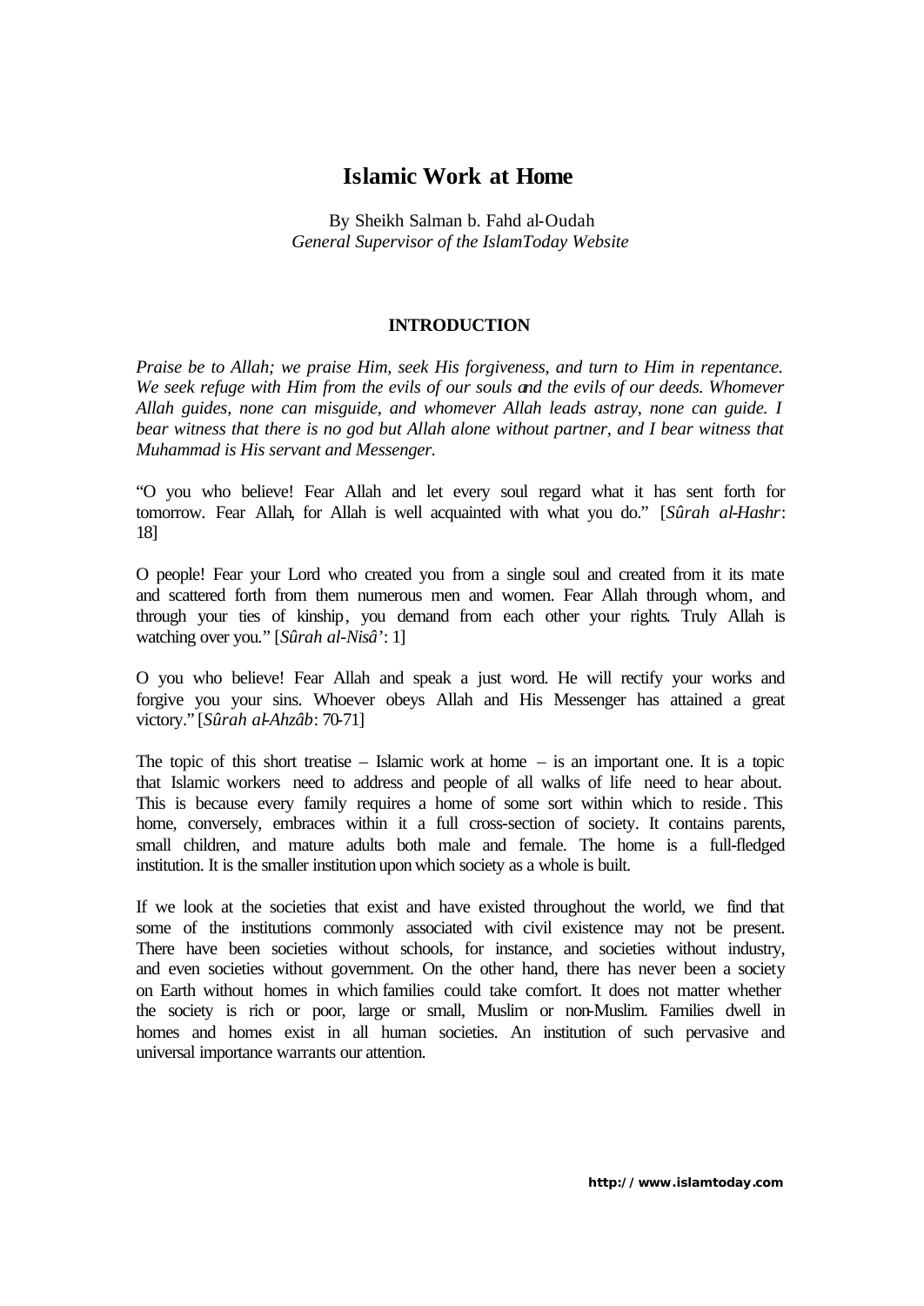# Islamic Work at Home

By Sheikh Salman b. Fahd al-Oudah
*General Supervisor of the IslamToday Website*

## INTRODUCTION

*Praise be to Allah; we praise Him, seek His forgiveness, and turn to Him in repentance. We seek refuge with Him from the evils of our souls and the evils of our deeds. Whomever Allah guides, none can misguide, and whomever Allah leads astray, none can guide. I bear witness that there is no god but Allah alone without partner, and I bear witness that Muhammad is His servant and Messenger.*

"O you who believe! Fear Allah and let every soul regard what it has sent forth for tomorrow. Fear Allah, for Allah is well acquainted with what you do." [*Sûrah al-Hashr*: 18]

O people! Fear your Lord who created you from a single soul and created from it its mate and scattered forth from them numerous men and women. Fear Allah through whom, and through your ties of kinship, you demand from each other your rights. Truly Allah is watching over you." [*Sûrah al-Nisâ'*: 1]

O you who believe! Fear Allah and speak a just word. He will rectify your works and forgive you your sins. Whoever obeys Allah and His Messenger has attained a great victory." [*Sûrah al-Ahzâb*: 70-71]

The topic of this short treatise – Islamic work at home – is an important one. It is a topic that Islamic workers need to address and people of all walks of life need to hear about. This is because every family requires a home of some sort within which to reside. This home, conversely, embraces within it a full cross-section of society. It contains parents, small children, and mature adults both male and female. The home is a full-fledged institution. It is the smaller institution upon which society as a whole is built.

If we look at the societies that exist and have existed throughout the world, we find that some of the institutions commonly associated with civil existence may not be present. There have been societies without schools, for instance, and societies without industry, and even societies without government. On the other hand, there has never been a society on Earth without homes in which families could take comfort. It does not matter whether the society is rich or poor, large or small, Muslim or non-Muslim. Families dwell in homes and homes exist in all human societies. An institution of such pervasive and universal importance warrants our attention.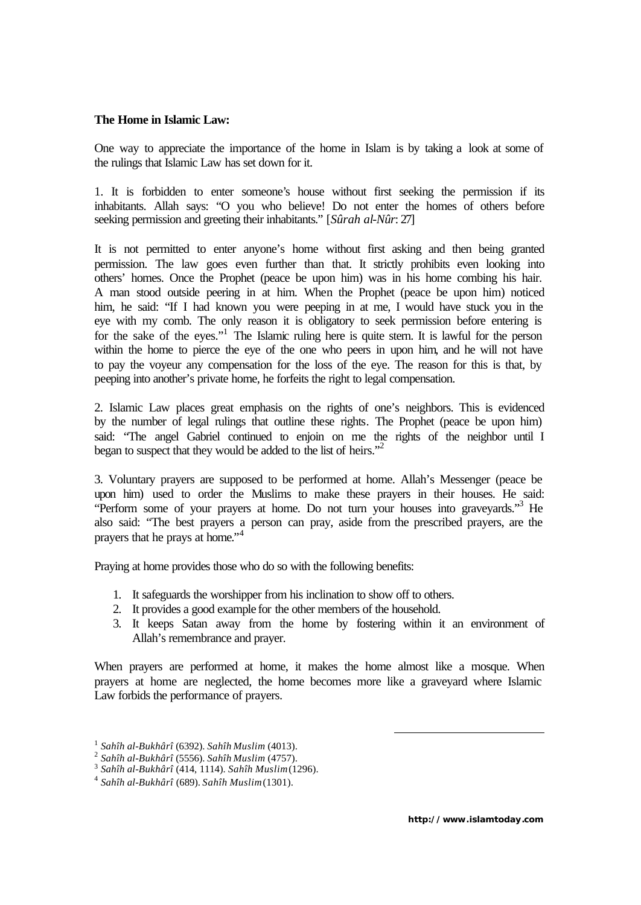**The Home in Islamic Law:**

One way to appreciate the importance of the home in Islam is by taking a look at some of the rulings that Islamic Law has set down for it.

1. It is forbidden to enter someone's house without first seeking the permission if its inhabitants. Allah says: "O you who believe! Do not enter the homes of others before seeking permission and greeting their inhabitants." [*Sûrah al-Nûr*: 27]

It is not permitted to enter anyone's home without first asking and then being granted permission. The law goes even further than that. It strictly prohibits even looking into others' homes. Once the Prophet (peace be upon him) was in his home combing his hair. A man stood outside peering in at him. When the Prophet (peace be upon him) noticed him, he said: "If I had known you were peeping in at me, I would have stuck you in the eye with my comb. The only reason it is obligatory to seek permission before entering is for the sake of the eyes."[1] The Islamic ruling here is quite stern. It is lawful for the person within the home to pierce the eye of the one who peers in upon him, and he will not have to pay the voyeur any compensation for the loss of the eye. The reason for this is that, by peeping into another's private home, he forfeits the right to legal compensation.

2. Islamic Law places great emphasis on the rights of one's neighbors. This is evidenced by the number of legal rulings that outline these rights. The Prophet (peace be upon him) said: "The angel Gabriel continued to enjoin on me the rights of the neighbor until I began to suspect that they would be added to the list of heirs."[2]

3. Voluntary prayers are supposed to be performed at home. Allah's Messenger (peace be upon him) used to order the Muslims to make these prayers in their houses. He said: "Perform some of your prayers at home. Do not turn your houses into graveyards."[3] He also said: "The best prayers a person can pray, aside from the prescribed prayers, are the prayers that he prays at home."[4]

Praying at home provides those who do so with the following benefits:

1. It safeguards the worshipper from his inclination to show off to others.
2. It provides a good example for the other members of the household.
3. It keeps Satan away from the home by fostering within it an environment of Allah's remembrance and prayer.

When prayers are performed at home, it makes the home almost like a mosque. When prayers at home are neglected, the home becomes more like a graveyard where Islamic Law forbids the performance of prayers.

---

[1] *Sahîh al-Bukhârî* (6392). *Sahîh Muslim* (4013).
[2] *Sahîh al-Bukhârî* (5556). *Sahîh Muslim* (4757).
[3] *Sahîh al-Bukhârî* (414, 1114). *Sahîh Muslim* (1296).
[4] *Sahîh al-Bukhârî* (689). *Sahîh Muslim* (1301).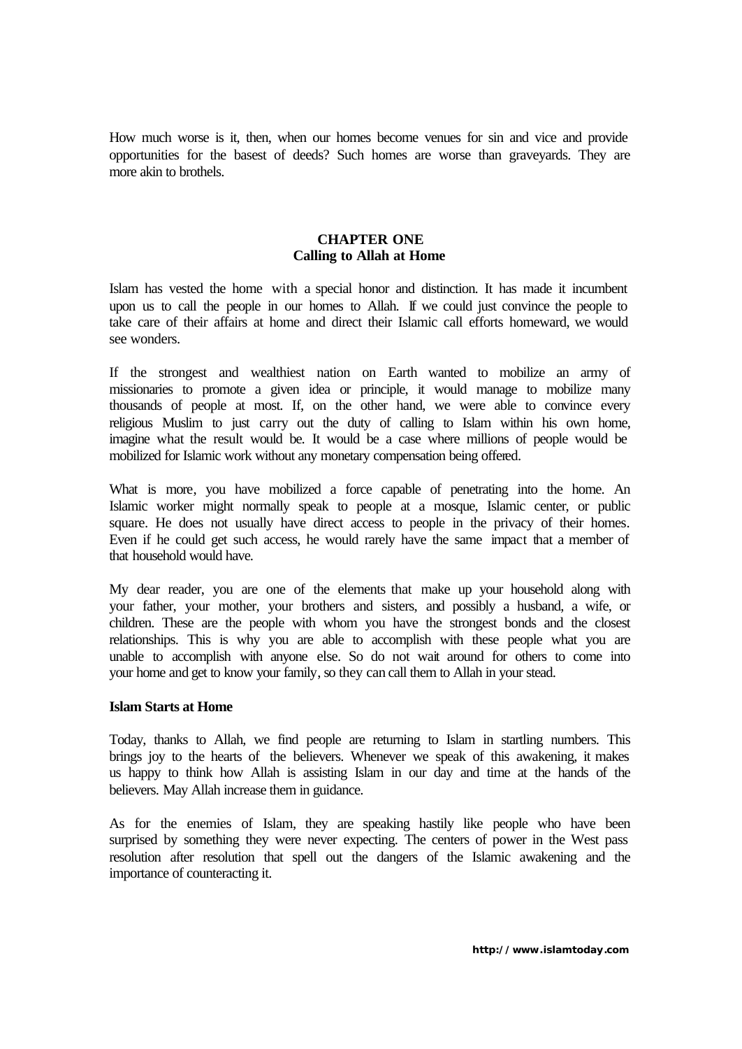How much worse is it, then, when our homes become venues for sin and vice and provide opportunities for the basest of deeds? Such homes are worse than graveyards. They are more akin to brothels.

## CHAPTER ONE
## Calling to Allah at Home

Islam has vested the home with a special honor and distinction. It has made it incumbent upon us to call the people in our homes to Allah. If we could just convince the people to take care of their affairs at home and direct their Islamic call efforts homeward, we would see wonders.

If the strongest and wealthiest nation on Earth wanted to mobilize an army of missionaries to promote a given idea or principle, it would manage to mobilize many thousands of people at most. If, on the other hand, we were able to convince every religious Muslim to just carry out the duty of calling to Islam within his own home, imagine what the result would be. It would be a case where millions of people would be mobilized for Islamic work without any monetary compensation being offered.

What is more, you have mobilized a force capable of penetrating into the home. An Islamic worker might normally speak to people at a mosque, Islamic center, or public square. He does not usually have direct access to people in the privacy of their homes. Even if he could get such access, he would rarely have the same impact that a member of that household would have.

My dear reader, you are one of the elements that make up your household along with your father, your mother, your brothers and sisters, and possibly a husband, a wife, or children. These are the people with whom you have the strongest bonds and the closest relationships. This is why you are able to accomplish with these people what you are unable to accomplish with anyone else. So do not wait around for others to come into your home and get to know your family, so they can call them to Allah in your stead.

### Islam Starts at Home

Today, thanks to Allah, we find people are returning to Islam in startling numbers. This brings joy to the hearts of the believers. Whenever we speak of this awakening, it makes us happy to think how Allah is assisting Islam in our day and time at the hands of the believers. May Allah increase them in guidance.

As for the enemies of Islam, they are speaking hastily like people who have been surprised by something they were never expecting. The centers of power in the West pass resolution after resolution that spell out the dangers of the Islamic awakening and the importance of counteracting it.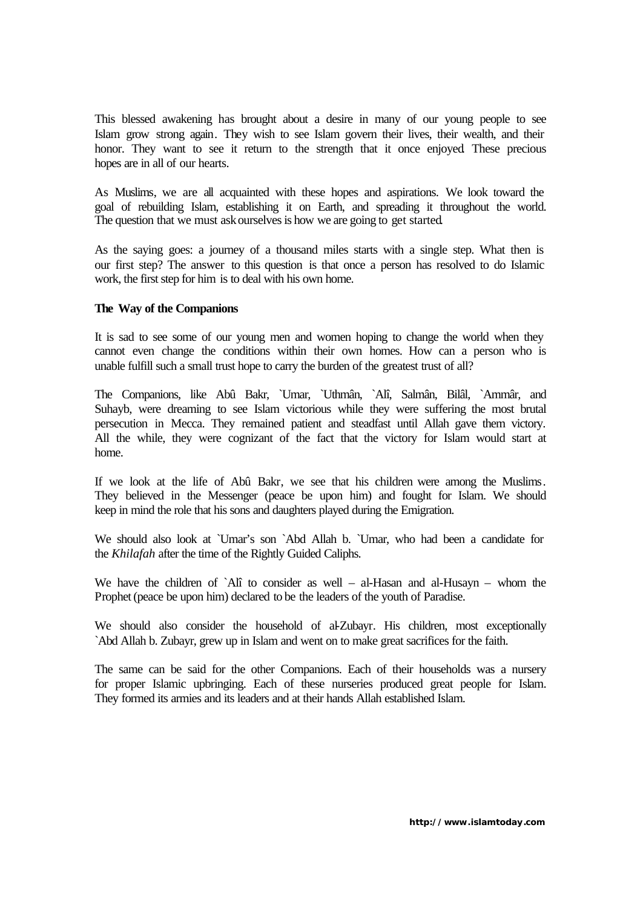This blessed awakening has brought about a desire in many of our young people to see Islam grow strong again. They wish to see Islam govern their lives, their wealth, and their honor. They want to see it return to the strength that it once enjoyed These precious hopes are in all of our hearts.

As Muslims, we are all acquainted with these hopes and aspirations. We look toward the goal of rebuilding Islam, establishing it on Earth, and spreading it throughout the world. The question that we must ask ourselves is how we are going to get started.

As the saying goes: a journey of a thousand miles starts with a single step. What then is our first step? The answer to this question is that once a person has resolved to do Islamic work, the first step for him is to deal with his own home.

**The Way of the Companions**

It is sad to see some of our young men and women hoping to change the world when they cannot even change the conditions within their own homes. How can a person who is unable fulfill such a small trust hope to carry the burden of the greatest trust of all?

The Companions, like Abû Bakr, `Umar, `Uthmân, `Alî, Salmân, Bilâl, `Ammâr, and Suhayb, were dreaming to see Islam victorious while they were suffering the most brutal persecution in Mecca. They remained patient and steadfast until Allah gave them victory. All the while, they were cognizant of the fact that the victory for Islam would start at home.

If we look at the life of Abû Bakr, we see that his children were among the Muslims. They believed in the Messenger (peace be upon him) and fought for Islam. We should keep in mind the role that his sons and daughters played during the Emigration.

We should also look at `Umar's son `Abd Allah b. `Umar, who had been a candidate for the *Khilafah* after the time of the Rightly Guided Caliphs.

We have the children of `Alî to consider as well – al-Hasan and al-Husayn – whom the Prophet (peace be upon him) declared to be the leaders of the youth of Paradise.

We should also consider the household of al-Zubayr. His children, most exceptionally `Abd Allah b. Zubayr, grew up in Islam and went on to make great sacrifices for the faith.

The same can be said for the other Companions. Each of their households was a nursery for proper Islamic upbringing. Each of these nurseries produced great people for Islam. They formed its armies and its leaders and at their hands Allah established Islam.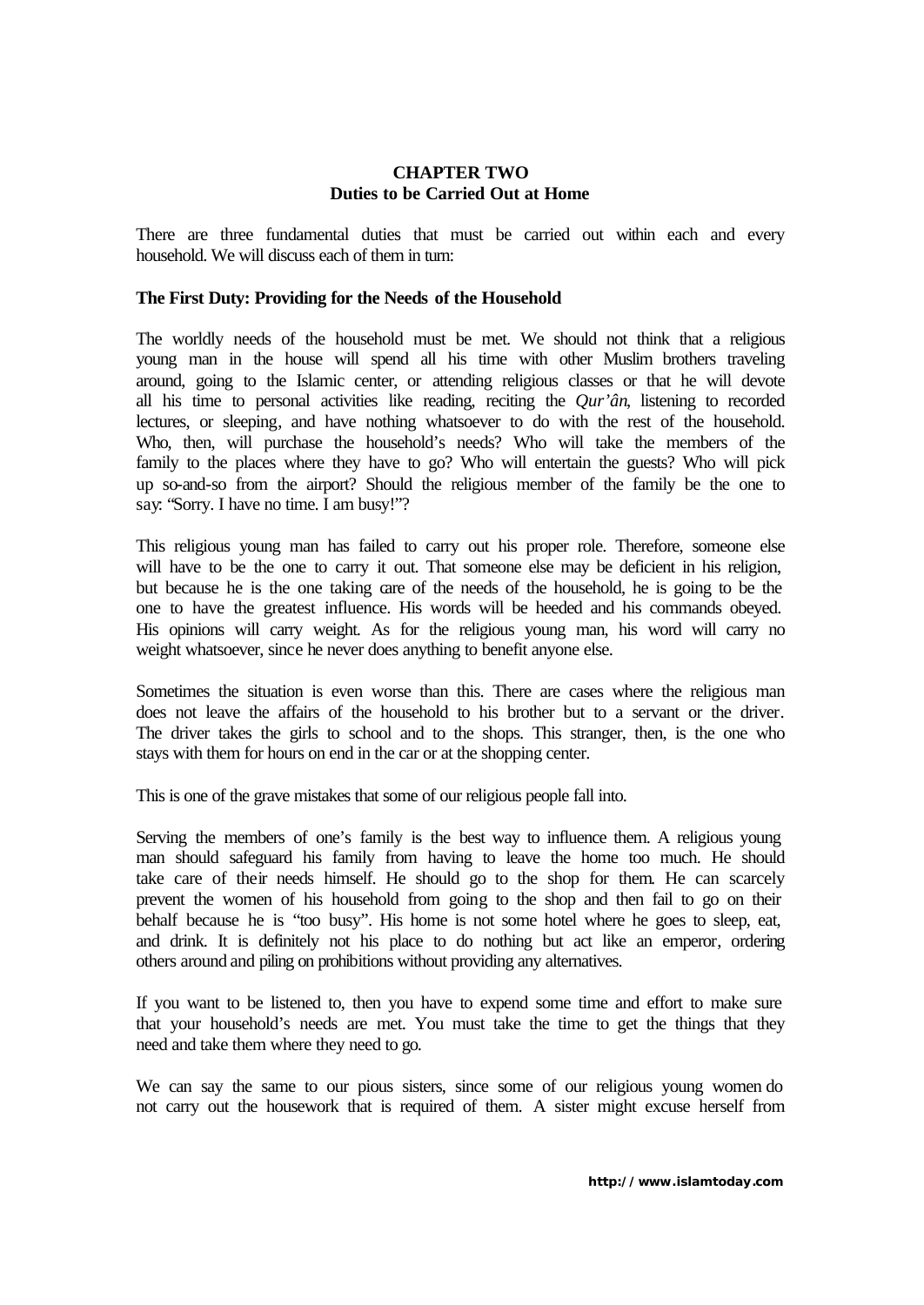## CHAPTER TWO
## Duties to be Carried Out at Home

There are three fundamental duties that must be carried out within each and every household. We will discuss each of them in turn:

### The First Duty: Providing for the Needs of the Household

The worldly needs of the household must be met. We should not think that a religious young man in the house will spend all his time with other Muslim brothers traveling around, going to the Islamic center, or attending religious classes or that he will devote all his time to personal activities like reading, reciting the *Qur'ân*, listening to recorded lectures, or sleeping, and have nothing whatsoever to do with the rest of the household. Who, then, will purchase the household's needs? Who will take the members of the family to the places where they have to go? Who will entertain the guests? Who will pick up so-and-so from the airport? Should the religious member of the family be the one to say: "Sorry. I have no time. I am busy!"?

This religious young man has failed to carry out his proper role. Therefore, someone else will have to be the one to carry it out. That someone else may be deficient in his religion, but because he is the one taking care of the needs of the household, he is going to be the one to have the greatest influence. His words will be heeded and his commands obeyed. His opinions will carry weight. As for the religious young man, his word will carry no weight whatsoever, since he never does anything to benefit anyone else.

Sometimes the situation is even worse than this. There are cases where the religious man does not leave the affairs of the household to his brother but to a servant or the driver. The driver takes the girls to school and to the shops. This stranger, then, is the one who stays with them for hours on end in the car or at the shopping center.

This is one of the grave mistakes that some of our religious people fall into.

Serving the members of one's family is the best way to influence them. A religious young man should safeguard his family from having to leave the home too much. He should take care of their needs himself. He should go to the shop for them. He can scarcely prevent the women of his household from going to the shop and then fail to go on their behalf because he is "too busy". His home is not some hotel where he goes to sleep, eat, and drink. It is definitely not his place to do nothing but act like an emperor, ordering others around and piling on prohibitions without providing any alternatives.

If you want to be listened to, then you have to expend some time and effort to make sure that your household's needs are met. You must take the time to get the things that they need and take them where they need to go.

We can say the same to our pious sisters, since some of our religious young women do not carry out the housework that is required of them. A sister might excuse herself from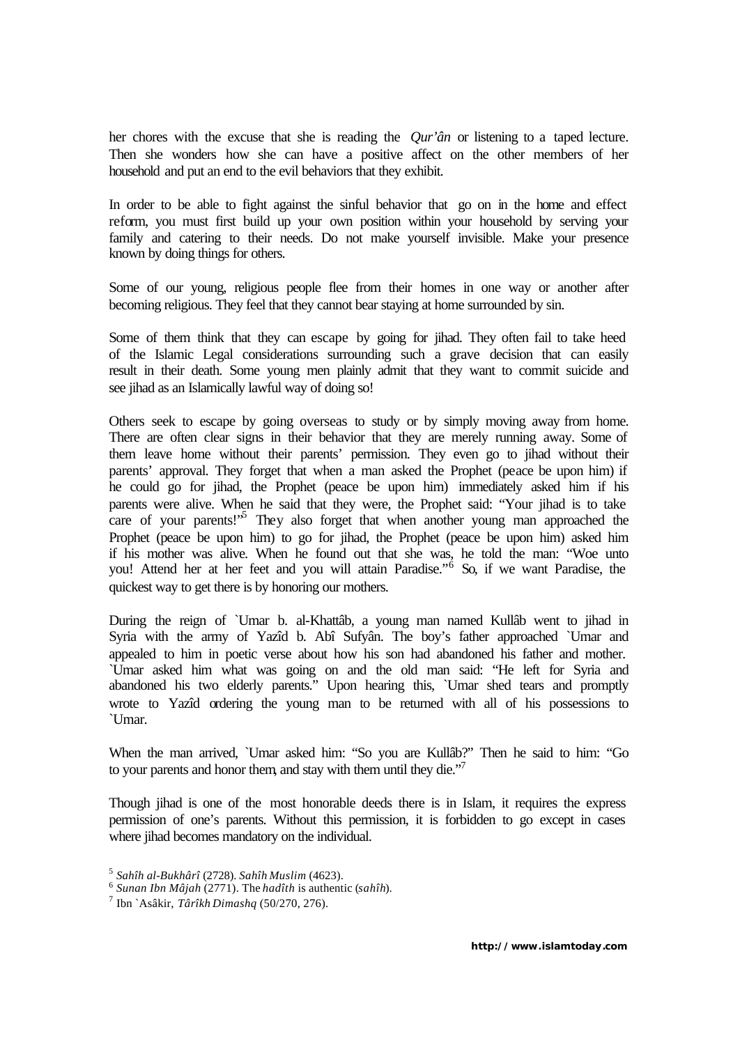her chores with the excuse that she is reading the *Qur'ân* or listening to a taped lecture. Then she wonders how she can have a positive affect on the other members of her household and put an end to the evil behaviors that they exhibit.

In order to be able to fight against the sinful behavior that go on in the home and effect reform, you must first build up your own position within your household by serving your family and catering to their needs. Do not make yourself invisible. Make your presence known by doing things for others.

Some of our young, religious people flee from their homes in one way or another after becoming religious. They feel that they cannot bear staying at home surrounded by sin.

Some of them think that they can escape by going for jihad. They often fail to take heed of the Islamic Legal considerations surrounding such a grave decision that can easily result in their death. Some young men plainly admit that they want to commit suicide and see jihad as an Islamically lawful way of doing so!

Others seek to escape by going overseas to study or by simply moving away from home. There are often clear signs in their behavior that they are merely running away. Some of them leave home without their parents' permission. They even go to jihad without their parents' approval. They forget that when a man asked the Prophet (peace be upon him) if he could go for jihad, the Prophet (peace be upon him) immediately asked him if his parents were alive. When he said that they were, the Prophet said: "Your jihad is to take care of your parents!"[5] They also forget that when another young man approached the Prophet (peace be upon him) to go for jihad, the Prophet (peace be upon him) asked him if his mother was alive. When he found out that she was, he told the man: "Woe unto you! Attend her at her feet and you will attain Paradise."[6] So, if we want Paradise, the quickest way to get there is by honoring our mothers.

During the reign of `Umar b. al-Khattâb, a young man named Kullâb went to jihad in Syria with the army of Yazîd b. Abî Sufyân. The boy's father approached `Umar and appealed to him in poetic verse about how his son had abandoned his father and mother. `Umar asked him what was going on and the old man said: "He left for Syria and abandoned his two elderly parents." Upon hearing this, `Umar shed tears and promptly wrote to Yazîd ordering the young man to be returned with all of his possessions to `Umar.

When the man arrived, `Umar asked him: "So you are Kullâb?" Then he said to him: "Go to your parents and honor them, and stay with them until they die."[7]

Though jihad is one of the most honorable deeds there is in Islam, it requires the express permission of one's parents. Without this permission, it is forbidden to go except in cases where jihad becomes mandatory on the individual.

---

[5] *Sahîh al-Bukhârî* (2728). *Sahîh Muslim* (4623).

[6] *Sunan Ibn Mâjah* (2771). The *hadîth* is authentic (*sahîh*).

[7] Ibn `Asâkir, *Târîkh Dimashq* (50/270, 276).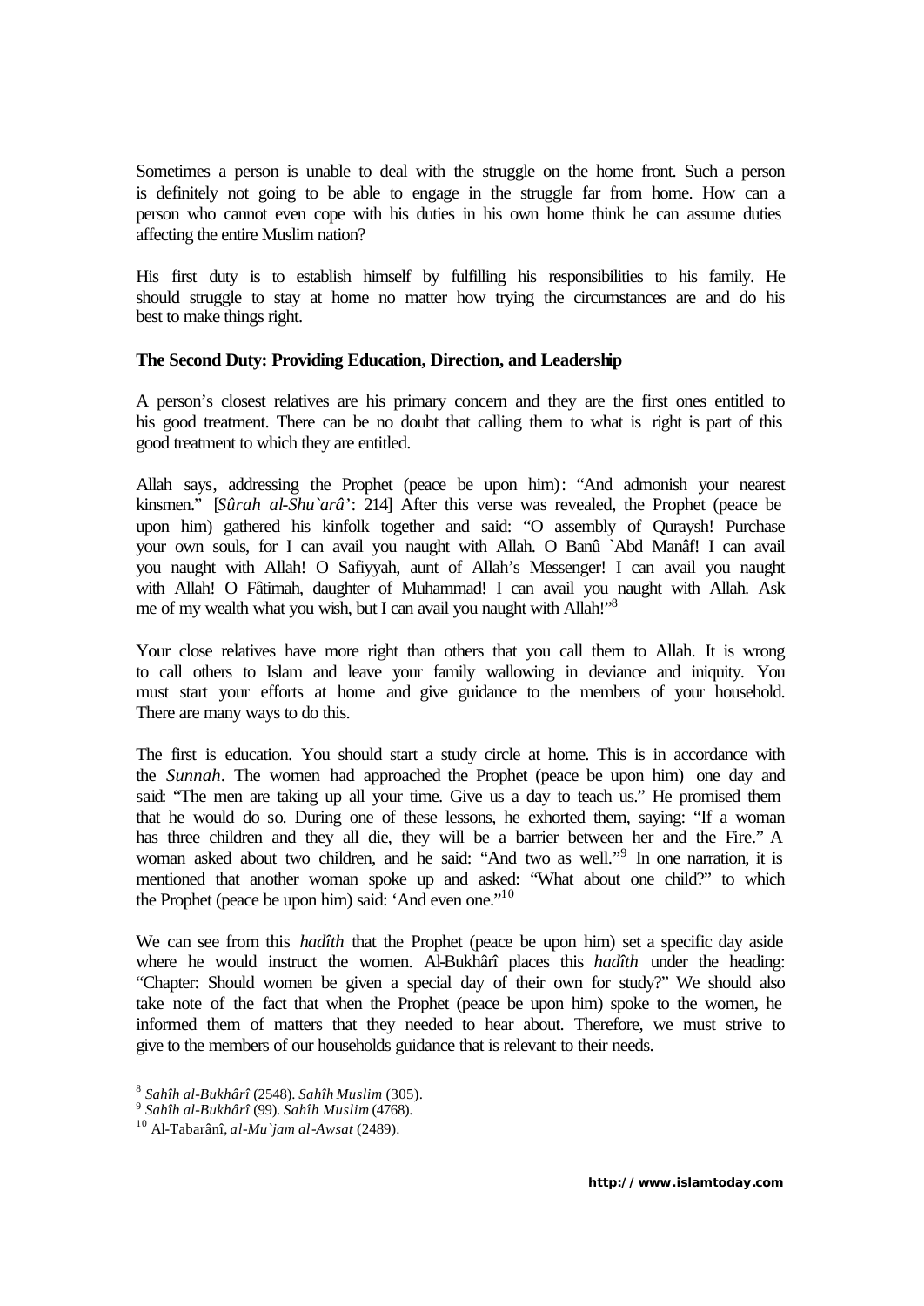Sometimes a person is unable to deal with the struggle on the home front. Such a person is definitely not going to be able to engage in the struggle far from home. How can a person who cannot even cope with his duties in his own home think he can assume duties affecting the entire Muslim nation?

His first duty is to establish himself by fulfilling his responsibilities to his family. He should struggle to stay at home no matter how trying the circumstances are and do his best to make things right.

**The Second Duty: Providing Education, Direction, and Leadership**

A person's closest relatives are his primary concern and they are the first ones entitled to his good treatment. There can be no doubt that calling them to what is right is part of this good treatment to which they are entitled.

Allah says, addressing the Prophet (peace be upon him): "And admonish your nearest kinsmen." [*Sûrah al-Shu`arâ'*: 214] After this verse was revealed, the Prophet (peace be upon him) gathered his kinfolk together and said: "O assembly of Quraysh! Purchase your own souls, for I can avail you naught with Allah. O Banû `Abd Manâf! I can avail you naught with Allah! O Safiyyah, aunt of Allah's Messenger! I can avail you naught with Allah! O Fâtimah, daughter of Muhammad! I can avail you naught with Allah. Ask me of my wealth what you wish, but I can avail you naught with Allah!"[8]

Your close relatives have more right than others that you call them to Allah. It is wrong to call others to Islam and leave your family wallowing in deviance and iniquity. You must start your efforts at home and give guidance to the members of your household. There are many ways to do this.

The first is education. You should start a study circle at home. This is in accordance with the *Sunnah*. The women had approached the Prophet (peace be upon him) one day and said: "The men are taking up all your time. Give us a day to teach us." He promised them that he would do so. During one of these lessons, he exhorted them, saying: "If a woman has three children and they all die, they will be a barrier between her and the Fire." A woman asked about two children, and he said: "And two as well."[9] In one narration, it is mentioned that another woman spoke up and asked: "What about one child?" to which the Prophet (peace be upon him) said: 'And even one."[10]

We can see from this *hadîth* that the Prophet (peace be upon him) set a specific day aside where he would instruct the women. Al-Bukhârî places this *hadîth* under the heading: "Chapter: Should women be given a special day of their own for study?" We should also take note of the fact that when the Prophet (peace be upon him) spoke to the women, he informed them of matters that they needed to hear about. Therefore, we must strive to give to the members of our households guidance that is relevant to their needs.

[8] *Sahîh al-Bukhârî* (2548). *Sahîh Muslim* (305).
[9] *Sahîh al-Bukhârî* (99). *Sahîh Muslim* (4768).
[10] Al-Tabarânî, *al-Mu`jam al-Awsat* (2489).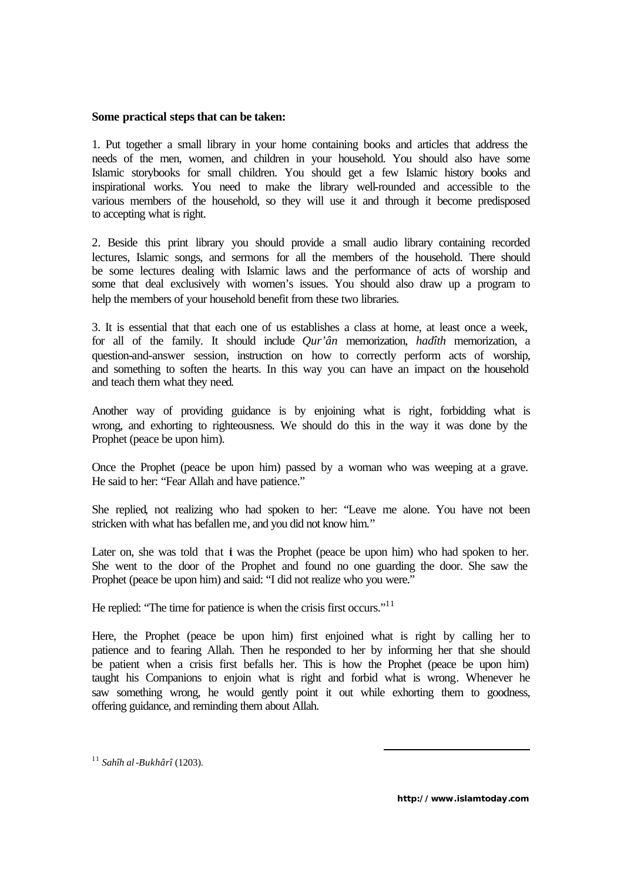**Some practical steps that can be taken:**

1. Put together a small library in your home containing books and articles that address the needs of the men, women, and children in your household. You should also have some Islamic storybooks for small children. You should get a few Islamic history books and inspirational works. You need to make the library well-rounded and accessible to the various members of the household, so they will use it and through it become predisposed to accepting what is right.

2. Beside this print library you should provide a small audio library containing recorded lectures, Islamic songs, and sermons for all the members of the household. There should be some lectures dealing with Islamic laws and the performance of acts of worship and some that deal exclusively with women's issues. You should also draw up a program to help the members of your household benefit from these two libraries.

3. It is essential that that each one of us establishes a class at home, at least once a week, for all of the family. It should include *Qur'ân* memorization, *hadîth* memorization, a question-and-answer session, instruction on how to correctly perform acts of worship, and something to soften the hearts. In this way you can have an impact on the household and teach them what they need.

Another way of providing guidance is by enjoining what is right, forbidding what is wrong, and exhorting to righteousness. We should do this in the way it was done by the Prophet (peace be upon him).

Once the Prophet (peace be upon him) passed by a woman who was weeping at a grave. He said to her: "Fear Allah and have patience."

She replied, not realizing who had spoken to her: "Leave me alone. You have not been stricken with what has befallen me, and you did not know him."

Later on, she was told that it was the Prophet (peace be upon him) who had spoken to her. She went to the door of the Prophet and found no one guarding the door. She saw the Prophet (peace be upon him) and said: "I did not realize who you were."

He replied: "The time for patience is when the crisis first occurs."[11]

Here, the Prophet (peace be upon him) first enjoined what is right by calling her to patience and to fearing Allah. Then he responded to her by informing her that she should be patient when a crisis first befalls her. This is how the Prophet (peace be upon him) taught his Companions to enjoin what is right and forbid what is wrong. Whenever he saw something wrong, he would gently point it out while exhorting them to goodness, offering guidance, and reminding them about Allah.

---

[11] *Sahîh al-Bukhârî* (1203).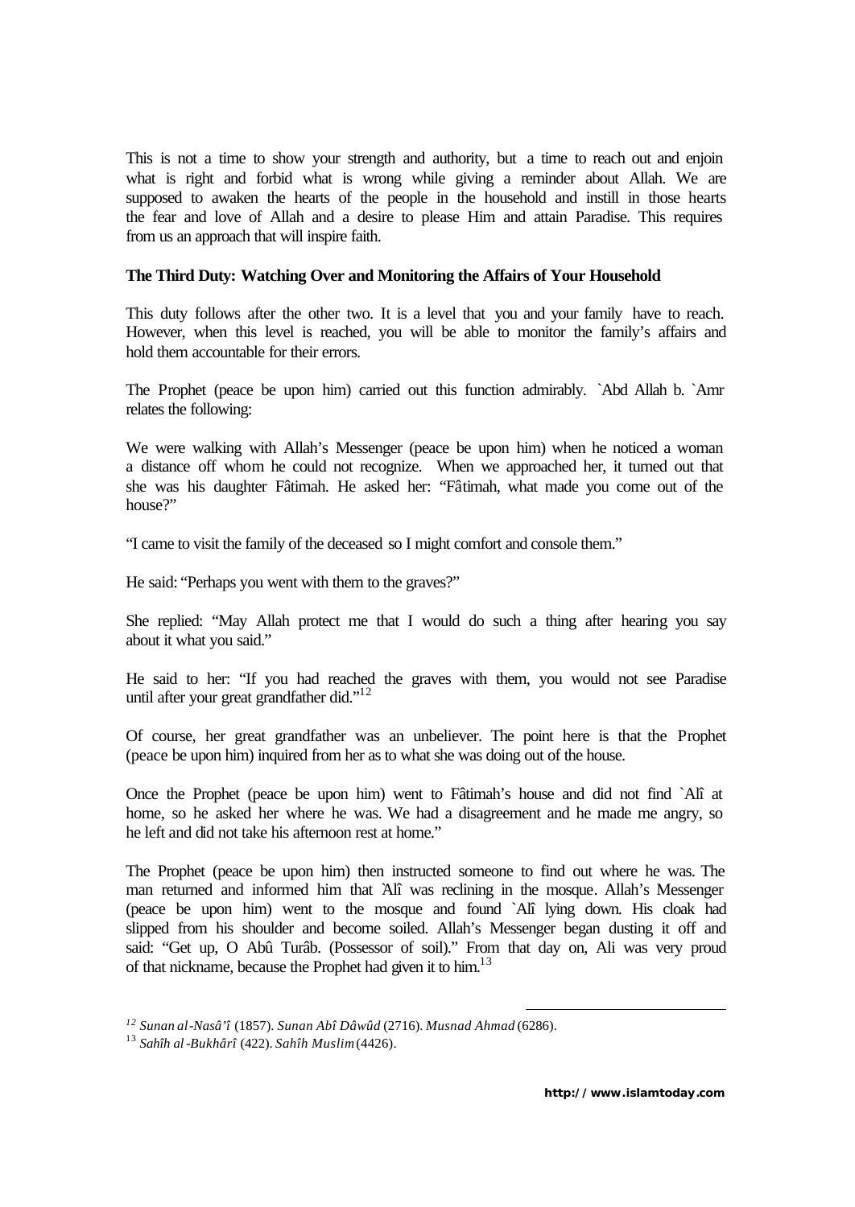This is not a time to show your strength and authority, but a time to reach out and enjoin what is right and forbid what is wrong while giving a reminder about Allah. We are supposed to awaken the hearts of the people in the household and instill in those hearts the fear and love of Allah and a desire to please Him and attain Paradise. This requires from us an approach that will inspire faith.

**The Third Duty: Watching Over and Monitoring the Affairs of Your Household**

This duty follows after the other two. It is a level that you and your family have to reach. However, when this level is reached, you will be able to monitor the family's affairs and hold them accountable for their errors.

The Prophet (peace be upon him) carried out this function admirably. `Abd Allah b. `Amr relates the following:

We were walking with Allah's Messenger (peace be upon him) when he noticed a woman a distance off whom he could not recognize. When we approached her, it turned out that she was his daughter Fâtimah. He asked her: "Fâtimah, what made you come out of the house?"

"I came to visit the family of the deceased so I might comfort and console them."

He said: "Perhaps you went with them to the graves?"

She replied: "May Allah protect me that I would do such a thing after hearing you say about it what you said."

He said to her: "If you had reached the graves with them, you would not see Paradise until after your great grandfather did."[12]

Of course, her great grandfather was an unbeliever. The point here is that the Prophet (peace be upon him) inquired from her as to what she was doing out of the house.

Once the Prophet (peace be upon him) went to Fâtimah's house and did not find `Alî at home, so he asked her where he was. We had a disagreement and he made me angry, so he left and did not take his afternoon rest at home."

The Prophet (peace be upon him) then instructed someone to find out where he was. The man returned and informed him that `Alî was reclining in the mosque. Allah's Messenger (peace be upon him) went to the mosque and found `Alî lying down. His cloak had slipped from his shoulder and become soiled. Allah's Messenger began dusting it off and said: "Get up, O Abû Turâb. (Possessor of soil)." From that day on, Ali was very proud of that nickname, because the Prophet had given it to him.[13]

---

[12] *Sunan al-Nasâ'î* (1857). *Sunan Abî Dâwûd* (2716). *Musnad Ahmad* (6286).

[13] *Sahîh al-Bukhârî* (422). *Sahîh Muslim* (4426).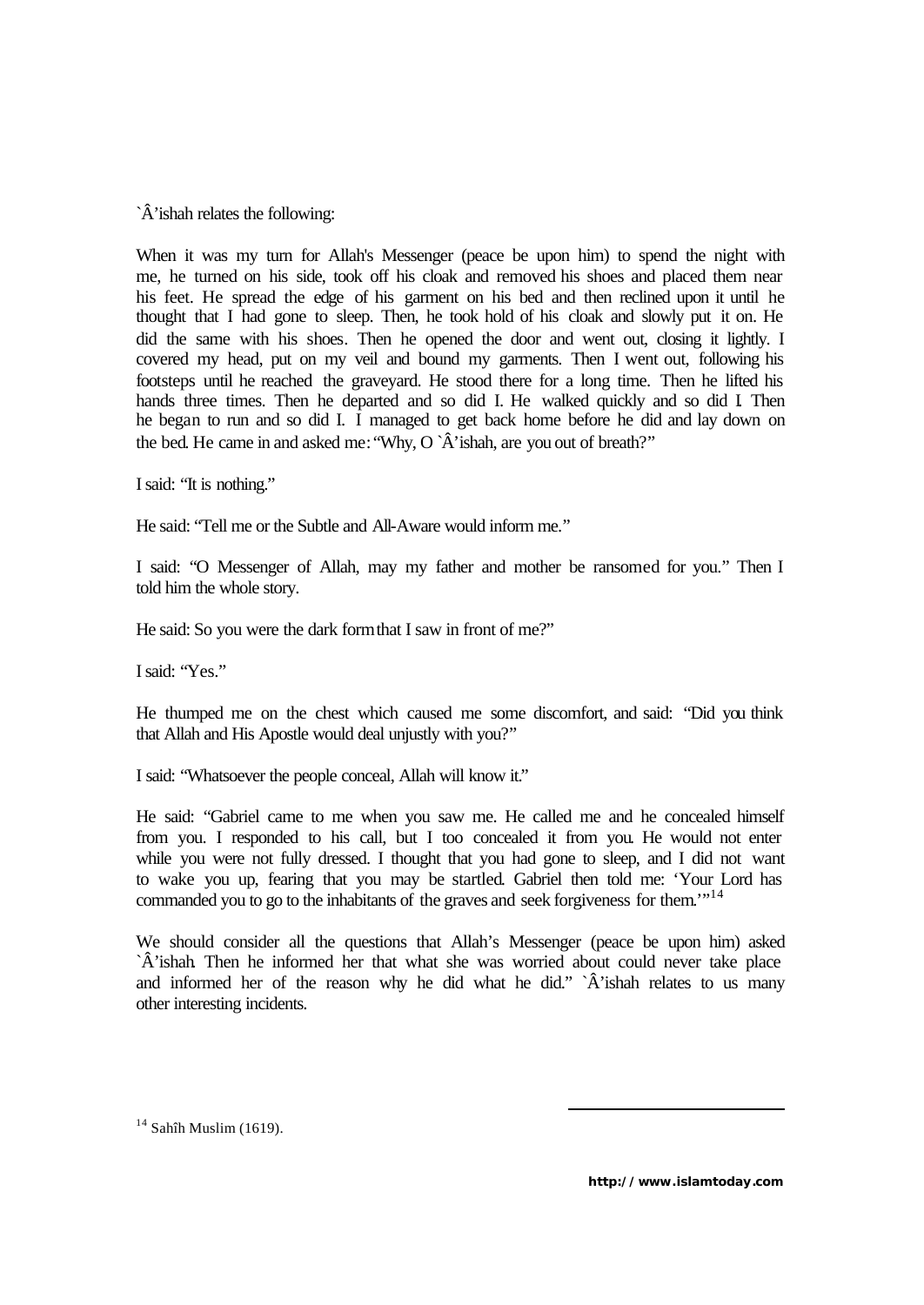`Â'ishah relates the following:

When it was my turn for Allah's Messenger (peace be upon him) to spend the night with me, he turned on his side, took off his cloak and removed his shoes and placed them near his feet. He spread the edge of his garment on his bed and then reclined upon it until he thought that I had gone to sleep. Then, he took hold of his cloak and slowly put it on. He did the same with his shoes. Then he opened the door and went out, closing it lightly. I covered my head, put on my veil and bound my garments. Then I went out, following his footsteps until he reached the graveyard. He stood there for a long time. Then he lifted his hands three times. Then he departed and so did I. He walked quickly and so did I. Then he began to run and so did I. I managed to get back home before he did and lay down on the bed. He came in and asked me: "Why, O `Â'ishah, are you out of breath?"

I said: "It is nothing."

He said: "Tell me or the Subtle and All-Aware would inform me."

I said: "O Messenger of Allah, may my father and mother be ransomed for you." Then I told him the whole story.

He said: So you were the dark form that I saw in front of me?"

I said: "Yes."

He thumped me on the chest which caused me some discomfort, and said: "Did you think that Allah and His Apostle would deal unjustly with you?"

I said: "Whatsoever the people conceal, Allah will know it."

He said: "Gabriel came to me when you saw me. He called me and he concealed himself from you. I responded to his call, but I too concealed it from you. He would not enter while you were not fully dressed. I thought that you had gone to sleep, and I did not want to wake you up, fearing that you may be startled. Gabriel then told me: 'Your Lord has commanded you to go to the inhabitants of the graves and seek forgiveness for them.'"[14]

We should consider all the questions that Allah's Messenger (peace be upon him) asked `Â'ishah. Then he informed her that what she was worried about could never take place and informed her of the reason why he did what he did." `Â'ishah relates to us many other interesting incidents.

[14] Sahîh Muslim (1619).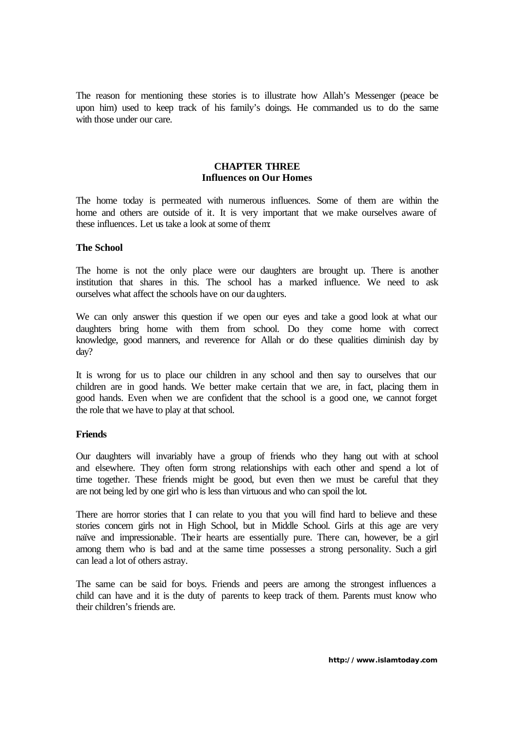The reason for mentioning these stories is to illustrate how Allah's Messenger (peace be upon him) used to keep track of his family's doings. He commanded us to do the same with those under our care.

## CHAPTER THREE
## Influences on Our Homes

The home today is permeated with numerous influences. Some of them are within the home and others are outside of it. It is very important that we make ourselves aware of these influences. Let us take a look at some of them:

### The School

The home is not the only place were our daughters are brought up. There is another institution that shares in this. The school has a marked influence. We need to ask ourselves what affect the schools have on our daughters.

We can only answer this question if we open our eyes and take a good look at what our daughters bring home with them from school. Do they come home with correct knowledge, good manners, and reverence for Allah or do these qualities diminish day by day?

It is wrong for us to place our children in any school and then say to ourselves that our children are in good hands. We better make certain that we are, in fact, placing them in good hands. Even when we are confident that the school is a good one, we cannot forget the role that we have to play at that school.

### Friends

Our daughters will invariably have a group of friends who they hang out with at school and elsewhere. They often form strong relationships with each other and spend a lot of time together. These friends might be good, but even then we must be careful that they are not being led by one girl who is less than virtuous and who can spoil the lot.

There are horror stories that I can relate to you that you will find hard to believe and these stories concern girls not in High School, but in Middle School. Girls at this age are very naïve and impressionable. Their hearts are essentially pure. There can, however, be a girl among them who is bad and at the same time possesses a strong personality. Such a girl can lead a lot of others astray.

The same can be said for boys. Friends and peers are among the strongest influences a child can have and it is the duty of parents to keep track of them. Parents must know who their children's friends are.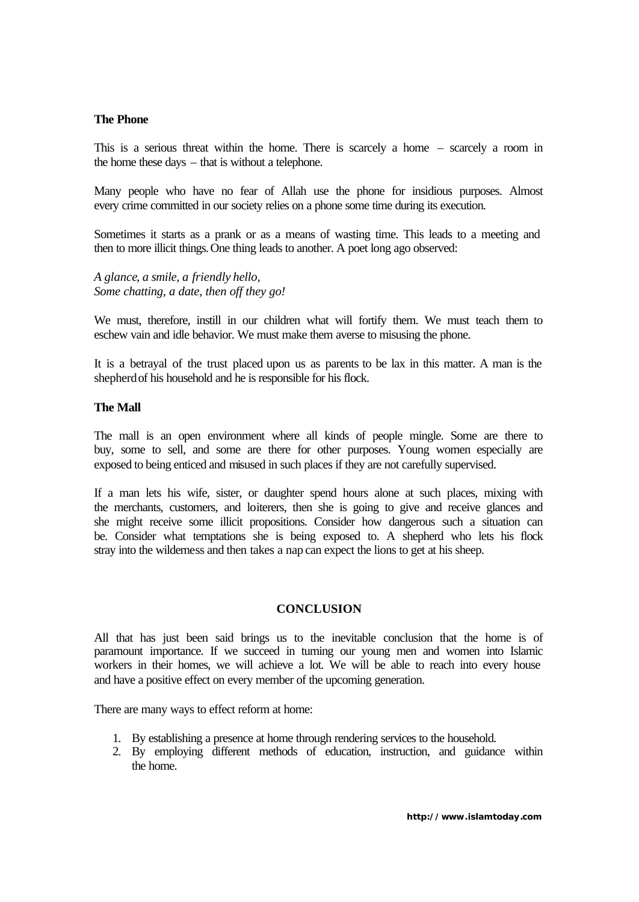**The Phone**

This is a serious threat within the home. There is scarcely a home – scarcely a room in the home these days – that is without a telephone.

Many people who have no fear of Allah use the phone for insidious purposes. Almost every crime committed in our society relies on a phone some time during its execution.

Sometimes it starts as a prank or as a means of wasting time. This leads to a meeting and then to more illicit things. One thing leads to another. A poet long ago observed:

*A glance, a smile, a friendly hello,*
*Some chatting, a date, then off they go!*

We must, therefore, instill in our children what will fortify them. We must teach them to eschew vain and idle behavior. We must make them averse to misusing the phone.

It is a betrayal of the trust placed upon us as parents to be lax in this matter. A man is the shepherd of his household and he is responsible for his flock.

**The Mall**

The mall is an open environment where all kinds of people mingle. Some are there to buy, some to sell, and some are there for other purposes. Young women especially are exposed to being enticed and misused in such places if they are not carefully supervised.

If a man lets his wife, sister, or daughter spend hours alone at such places, mixing with the merchants, customers, and loiterers, then she is going to give and receive glances and she might receive some illicit propositions. Consider how dangerous such a situation can be. Consider what temptations she is being exposed to. A shepherd who lets his flock stray into the wilderness and then takes a nap can expect the lions to get at his sheep.

## CONCLUSION

All that has just been said brings us to the inevitable conclusion that the home is of paramount importance. If we succeed in turning our young men and women into Islamic workers in their homes, we will achieve a lot. We will be able to reach into every house and have a positive effect on every member of the upcoming generation.

There are many ways to effect reform at home:

1. By establishing a presence at home through rendering services to the household.
2. By employing different methods of education, instruction, and guidance within the home.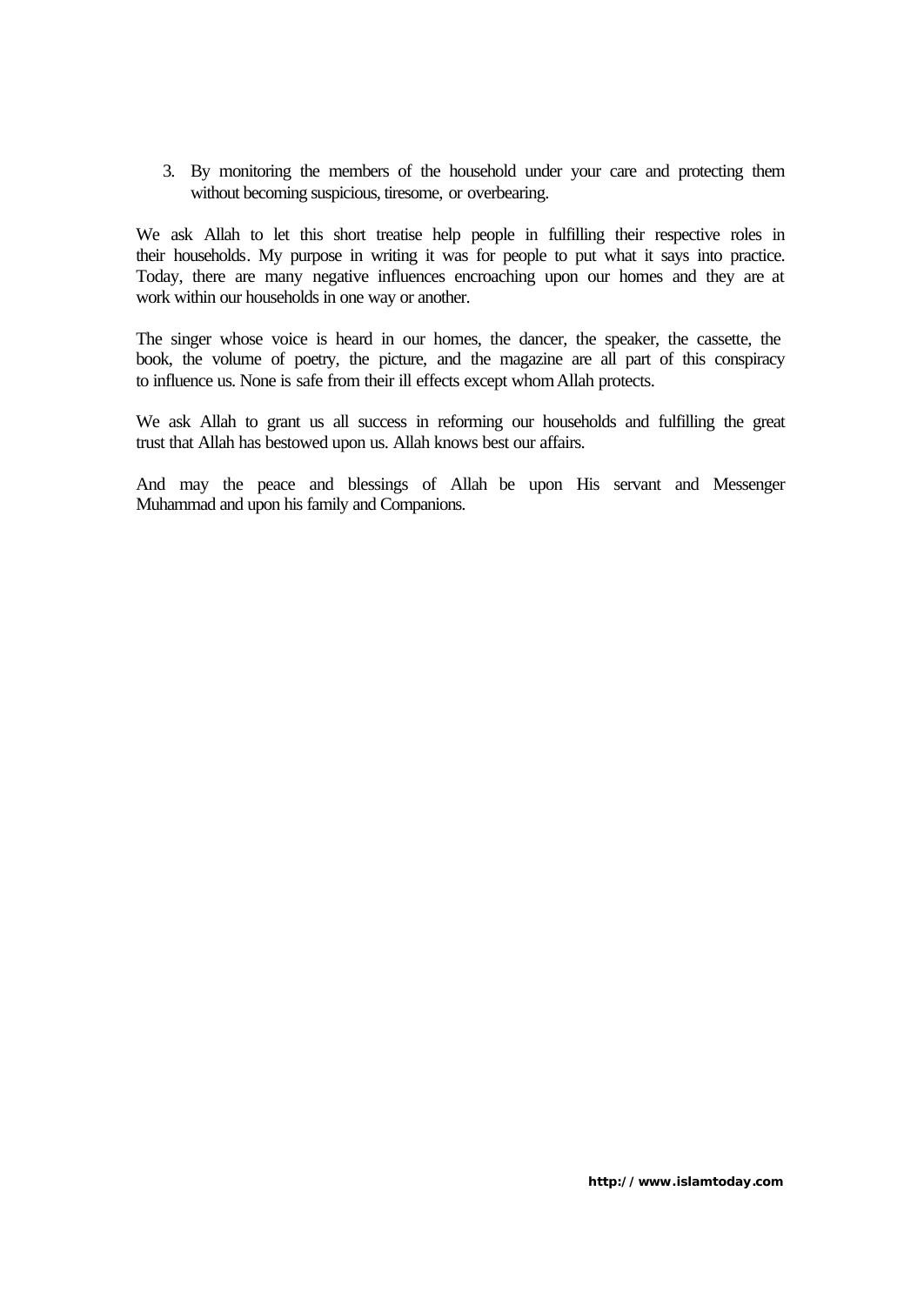3. By monitoring the members of the household under your care and protecting them without becoming suspicious, tiresome, or overbearing.

We ask Allah to let this short treatise help people in fulfilling their respective roles in their households. My purpose in writing it was for people to put what it says into practice. Today, there are many negative influences encroaching upon our homes and they are at work within our households in one way or another.

The singer whose voice is heard in our homes, the dancer, the speaker, the cassette, the book, the volume of poetry, the picture, and the magazine are all part of this conspiracy to influence us. None is safe from their ill effects except whom Allah protects.

We ask Allah to grant us all success in reforming our households and fulfilling the great trust that Allah has bestowed upon us. Allah knows best our affairs.

And may the peace and blessings of Allah be upon His servant and Messenger Muhammad and upon his family and Companions.